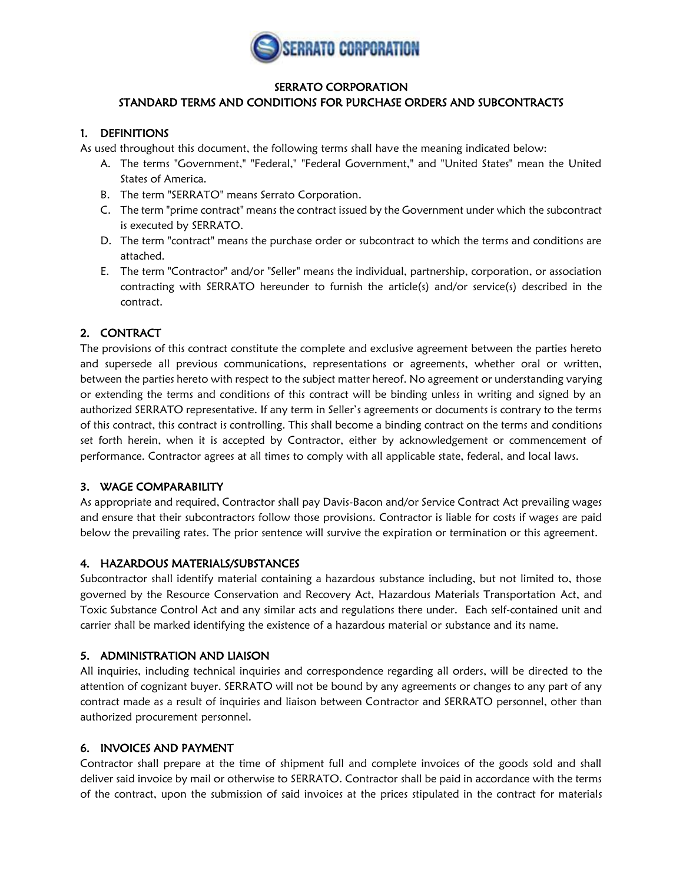# SERRATO CORPORATION
## STANDARD TERMS AND CONDITIONS FOR PURCHASE ORDERS AND SUBCONTRACTS

### 1. DEFINITIONS

As used throughout this document, the following terms shall have the meaning indicated below:

A. The terms "Government," "Federal," "Federal Government," and "United States" mean the United States of America.

B. The term "SERRATO" means Serrato Corporation.

C. The term "prime contract" means the contract issued by the Government under which the subcontract is executed by SERRATO.

D. The term "contract" means the purchase order or subcontract to which the terms and conditions are attached.

E. The term "Contractor" and/or "Seller" means the individual, partnership, corporation, or association contracting with SERRATO hereunder to furnish the article(s) and/or service(s) described in the contract.

### 2. CONTRACT

The provisions of this contract constitute the complete and exclusive agreement between the parties hereto and supersede all previous communications, representations or agreements, whether oral or written, between the parties hereto with respect to the subject matter hereof. No agreement or understanding varying or extending the terms and conditions of this contract will be binding unless in writing and signed by an authorized SERRATO representative. If any term in Seller's agreements or documents is contrary to the terms of this contract, this contract is controlling. This shall become a binding contract on the terms and conditions set forth herein, when it is accepted by Contractor, either by acknowledgement or commencement of performance. Contractor agrees at all times to comply with all applicable state, federal, and local laws.

### 3. WAGE COMPARABILITY

As appropriate and required, Contractor shall pay Davis-Bacon and/or Service Contract Act prevailing wages and ensure that their subcontractors follow those provisions. Contractor is liable for costs if wages are paid below the prevailing rates. The prior sentence will survive the expiration or termination or this agreement.

### 4. HAZARDOUS MATERIALS/SUBSTANCES

Subcontractor shall identify material containing a hazardous substance including, but not limited to, those governed by the Resource Conservation and Recovery Act, Hazardous Materials Transportation Act, and Toxic Substance Control Act and any similar acts and regulations there under. Each self-contained unit and carrier shall be marked identifying the existence of a hazardous material or substance and its name.

### 5. ADMINISTRATION AND LIAISON

All inquiries, including technical inquiries and correspondence regarding all orders, will be directed to the attention of cognizant buyer. SERRATO will not be bound by any agreements or changes to any part of any contract made as a result of inquiries and liaison between Contractor and SERRATO personnel, other than authorized procurement personnel.

### 6. INVOICES AND PAYMENT

Contractor shall prepare at the time of shipment full and complete invoices of the goods sold and shall deliver said invoice by mail or otherwise to SERRATO. Contractor shall be paid in accordance with the terms of the contract, upon the submission of said invoices at the prices stipulated in the contract for materials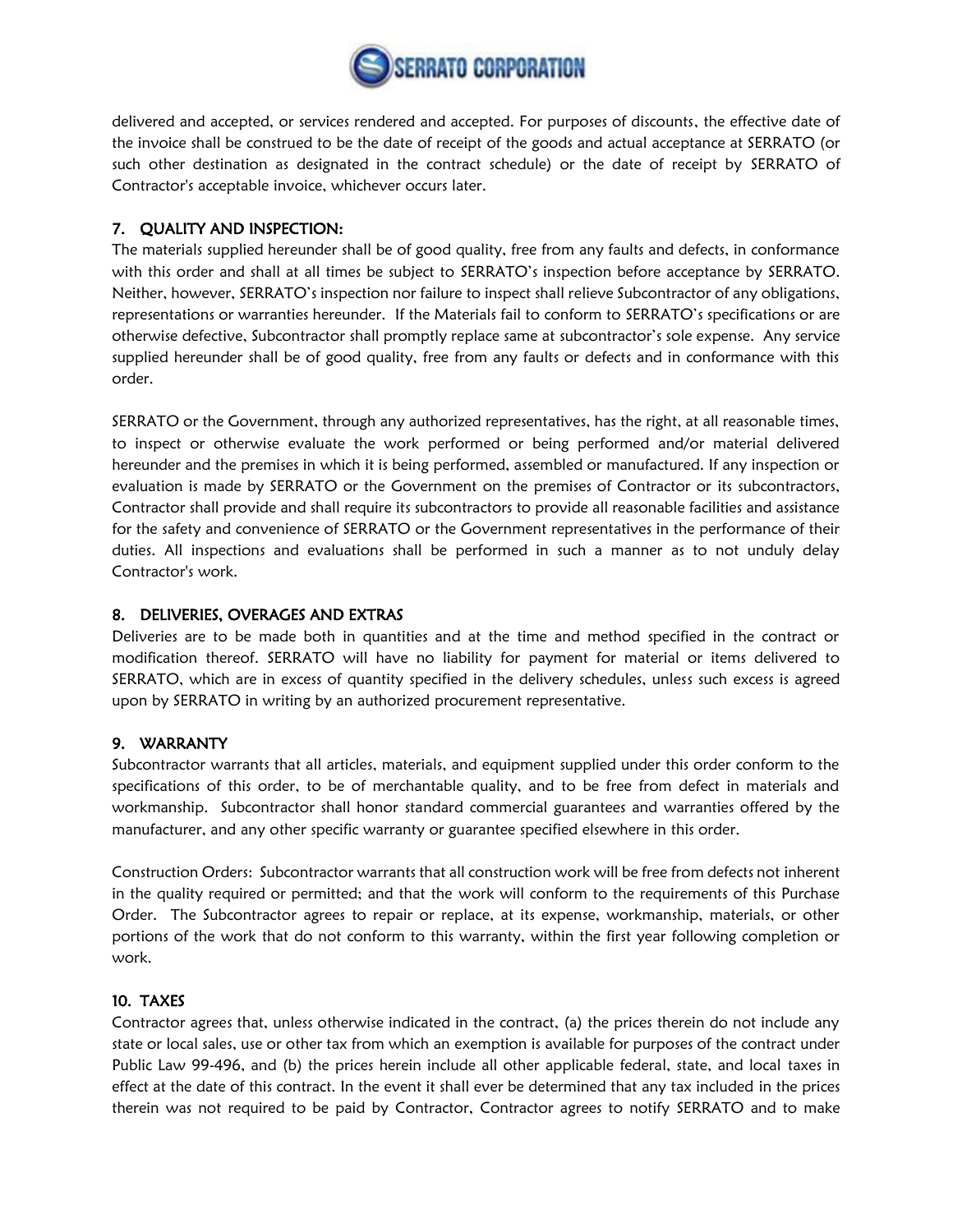delivered and accepted, or services rendered and accepted. For purposes of discounts, the effective date of the invoice shall be construed to be the date of receipt of the goods and actual acceptance at SERRATO (or such other destination as designated in the contract schedule) or the date of receipt by SERRATO of Contractor's acceptable invoice, whichever occurs later.

## 7. QUALITY AND INSPECTION:

The materials supplied hereunder shall be of good quality, free from any faults and defects, in conformance with this order and shall at all times be subject to SERRATO's inspection before acceptance by SERRATO. Neither, however, SERRATO's inspection nor failure to inspect shall relieve Subcontractor of any obligations, representations or warranties hereunder. If the Materials fail to conform to SERRATO's specifications or are otherwise defective, Subcontractor shall promptly replace same at subcontractor's sole expense. Any service supplied hereunder shall be of good quality, free from any faults or defects and in conformance with this order.

SERRATO or the Government, through any authorized representatives, has the right, at all reasonable times, to inspect or otherwise evaluate the work performed or being performed and/or material delivered hereunder and the premises in which it is being performed, assembled or manufactured. If any inspection or evaluation is made by SERRATO or the Government on the premises of Contractor or its subcontractors, Contractor shall provide and shall require its subcontractors to provide all reasonable facilities and assistance for the safety and convenience of SERRATO or the Government representatives in the performance of their duties. All inspections and evaluations shall be performed in such a manner as to not unduly delay Contractor's work.

## 8. DELIVERIES, OVERAGES AND EXTRAS

Deliveries are to be made both in quantities and at the time and method specified in the contract or modification thereof. SERRATO will have no liability for payment for material or items delivered to SERRATO, which are in excess of quantity specified in the delivery schedules, unless such excess is agreed upon by SERRATO in writing by an authorized procurement representative.

## 9. WARRANTY

Subcontractor warrants that all articles, materials, and equipment supplied under this order conform to the specifications of this order, to be of merchantable quality, and to be free from defect in materials and workmanship. Subcontractor shall honor standard commercial guarantees and warranties offered by the manufacturer, and any other specific warranty or guarantee specified elsewhere in this order.

Construction Orders: Subcontractor warrants that all construction work will be free from defects not inherent in the quality required or permitted; and that the work will conform to the requirements of this Purchase Order. The Subcontractor agrees to repair or replace, at its expense, workmanship, materials, or other portions of the work that do not conform to this warranty, within the first year following completion or work.

## 10. TAXES

Contractor agrees that, unless otherwise indicated in the contract, (a) the prices therein do not include any state or local sales, use or other tax from which an exemption is available for purposes of the contract under Public Law 99-496, and (b) the prices herein include all other applicable federal, state, and local taxes in effect at the date of this contract. In the event it shall ever be determined that any tax included in the prices therein was not required to be paid by Contractor, Contractor agrees to notify SERRATO and to make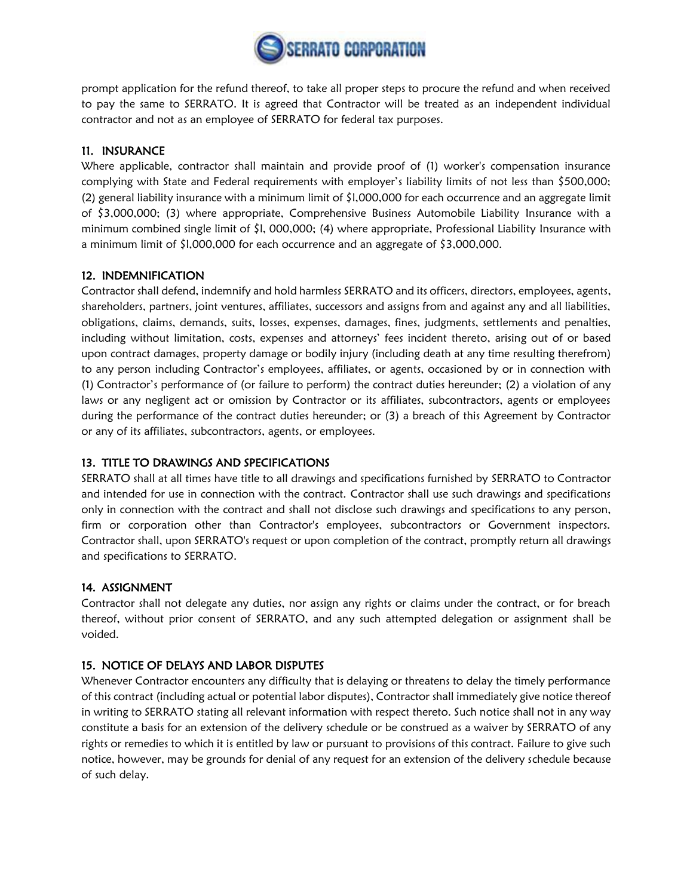prompt application for the refund thereof, to take all proper steps to procure the refund and when received to pay the same to SERRATO. It is agreed that Contractor will be treated as an independent individual contractor and not as an employee of SERRATO for federal tax purposes.

### 11. INSURANCE

Where applicable, contractor shall maintain and provide proof of (1) worker's compensation insurance complying with State and Federal requirements with employer's liability limits of not less than $500,000; (2) general liability insurance with a minimum limit of $l,000,000 for each occurrence and an aggregate limit of $3,000,000; (3) where appropriate, Comprehensive Business Automobile Liability Insurance with a minimum combined single limit of $l, 000,000; (4) where appropriate, Professional Liability Insurance with a minimum limit of $l,000,000 for each occurrence and an aggregate of $3,000,000.

### 12. INDEMNIFICATION

Contractor shall defend, indemnify and hold harmless SERRATO and its officers, directors, employees, agents, shareholders, partners, joint ventures, affiliates, successors and assigns from and against any and all liabilities, obligations, claims, demands, suits, losses, expenses, damages, fines, judgments, settlements and penalties, including without limitation, costs, expenses and attorneys' fees incident thereto, arising out of or based upon contract damages, property damage or bodily injury (including death at any time resulting therefrom) to any person including Contractor's employees, affiliates, or agents, occasioned by or in connection with (1) Contractor's performance of (or failure to perform) the contract duties hereunder; (2) a violation of any laws or any negligent act or omission by Contractor or its affiliates, subcontractors, agents or employees during the performance of the contract duties hereunder; or (3) a breach of this Agreement by Contractor or any of its affiliates, subcontractors, agents, or employees.

### 13. TITLE TO DRAWINGS AND SPECIFICATIONS

SERRATO shall at all times have title to all drawings and specifications furnished by SERRATO to Contractor and intended for use in connection with the contract. Contractor shall use such drawings and specifications only in connection with the contract and shall not disclose such drawings and specifications to any person, firm or corporation other than Contractor's employees, subcontractors or Government inspectors. Contractor shall, upon SERRATO's request or upon completion of the contract, promptly return all drawings and specifications to SERRATO.

### 14. ASSIGNMENT

Contractor shall not delegate any duties, nor assign any rights or claims under the contract, or for breach thereof, without prior consent of SERRATO, and any such attempted delegation or assignment shall be voided.

### 15. NOTICE OF DELAYS AND LABOR DISPUTES

Whenever Contractor encounters any difficulty that is delaying or threatens to delay the timely performance of this contract (including actual or potential labor disputes), Contractor shall immediately give notice thereof in writing to SERRATO stating all relevant information with respect thereto. Such notice shall not in any way constitute a basis for an extension of the delivery schedule or be construed as a waiver by SERRATO of any rights or remedies to which it is entitled by law or pursuant to provisions of this contract. Failure to give such notice, however, may be grounds for denial of any request for an extension of the delivery schedule because of such delay.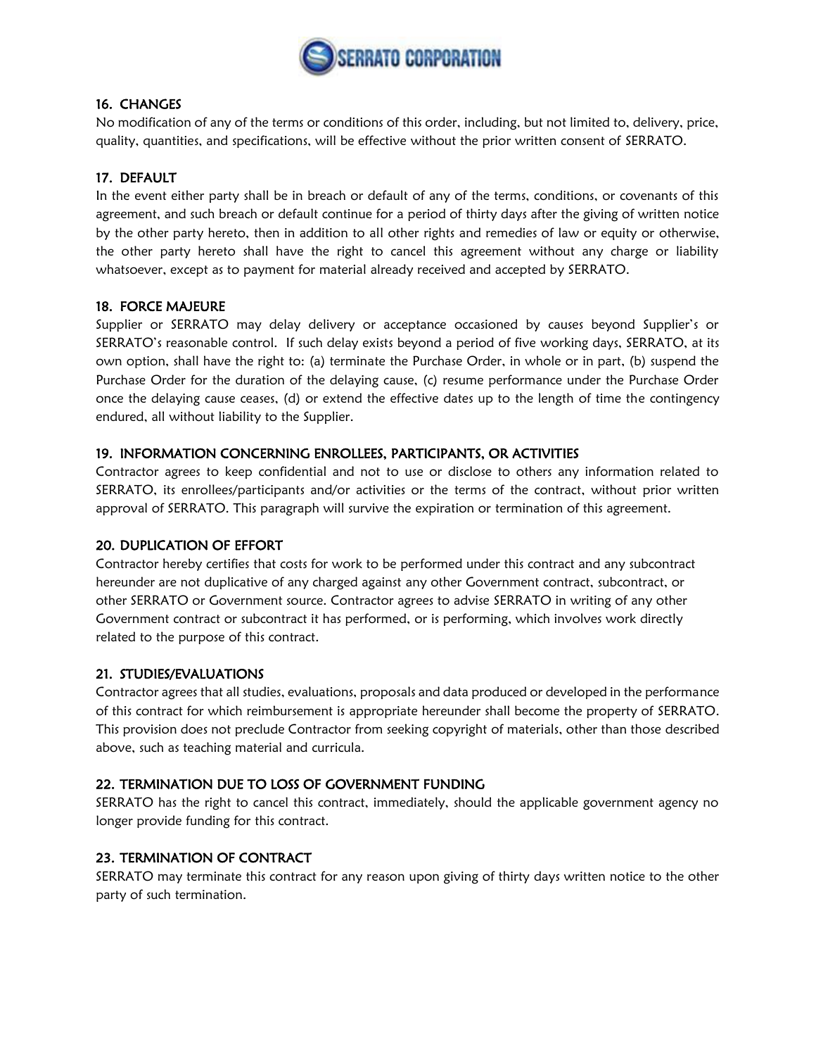### 16. CHANGES

No modification of any of the terms or conditions of this order, including, but not limited to, delivery, price, quality, quantities, and specifications, will be effective without the prior written consent of SERRATO.

### 17. DEFAULT

In the event either party shall be in breach or default of any of the terms, conditions, or covenants of this agreement, and such breach or default continue for a period of thirty days after the giving of written notice by the other party hereto, then in addition to all other rights and remedies of law or equity or otherwise, the other party hereto shall have the right to cancel this agreement without any charge or liability whatsoever, except as to payment for material already received and accepted by SERRATO.

### 18. FORCE MAJEURE

Supplier or SERRATO may delay delivery or acceptance occasioned by causes beyond Supplier's or SERRATO's reasonable control. If such delay exists beyond a period of five working days, SERRATO, at its own option, shall have the right to: (a) terminate the Purchase Order, in whole or in part, (b) suspend the Purchase Order for the duration of the delaying cause, (c) resume performance under the Purchase Order once the delaying cause ceases, (d) or extend the effective dates up to the length of time the contingency endured, all without liability to the Supplier.

### 19. INFORMATION CONCERNING ENROLLEES, PARTICIPANTS, OR ACTIVITIES

Contractor agrees to keep confidential and not to use or disclose to others any information related to SERRATO, its enrollees/participants and/or activities or the terms of the contract, without prior written approval of SERRATO. This paragraph will survive the expiration or termination of this agreement.

### 20. DUPLICATION OF EFFORT

Contractor hereby certifies that costs for work to be performed under this contract and any subcontract hereunder are not duplicative of any charged against any other Government contract, subcontract, or other SERRATO or Government source. Contractor agrees to advise SERRATO in writing of any other Government contract or subcontract it has performed, or is performing, which involves work directly related to the purpose of this contract.

### 21. STUDIES/EVALUATIONS

Contractor agrees that all studies, evaluations, proposals and data produced or developed in the performance of this contract for which reimbursement is appropriate hereunder shall become the property of SERRATO. This provision does not preclude Contractor from seeking copyright of materials, other than those described above, such as teaching material and curricula.

### 22. TERMINATION DUE TO LOSS OF GOVERNMENT FUNDING

SERRATO has the right to cancel this contract, immediately, should the applicable government agency no longer provide funding for this contract.

### 23. TERMINATION OF CONTRACT

SERRATO may terminate this contract for any reason upon giving of thirty days written notice to the other party of such termination.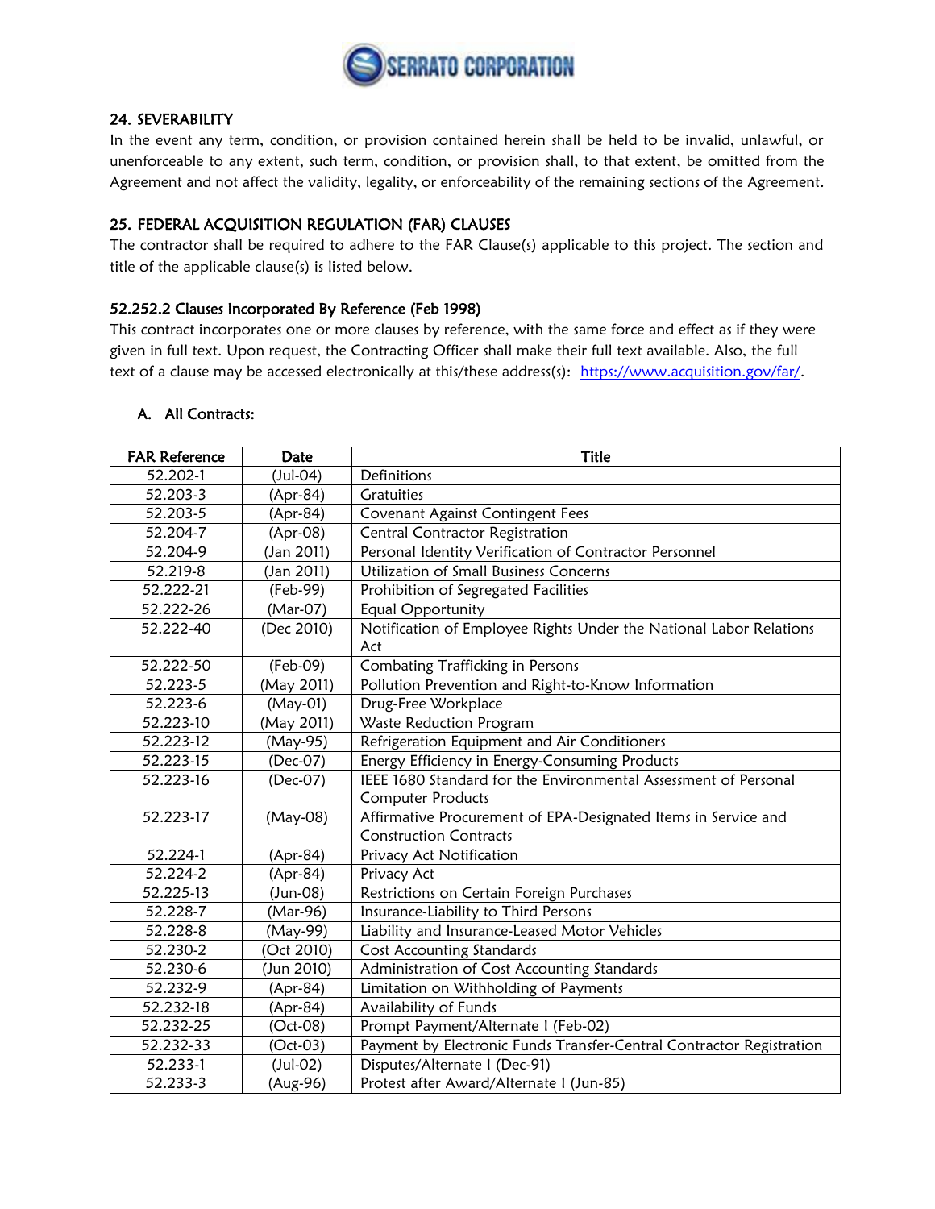## 24. SEVERABILITY

In the event any term, condition, or provision contained herein shall be held to be invalid, unlawful, or unenforceable to any extent, such term, condition, or provision shall, to that extent, be omitted from the Agreement and not affect the validity, legality, or enforceability of the remaining sections of the Agreement.

## 25. FEDERAL ACQUISITION REGULATION (FAR) CLAUSES

The contractor shall be required to adhere to the FAR Clause(s) applicable to this project. The section and title of the applicable clause(s) is listed below.

### 52.252.2 Clauses Incorporated By Reference (Feb 1998)

This contract incorporates one or more clauses by reference, with the same force and effect as if they were given in full text. Upon request, the Contracting Officer shall make their full text available. Also, the full text of a clause may be accessed electronically at this/these address(s): https://www.acquisition.gov/far/.

### A. All Contracts:

| FAR Reference | Date | Title |
|---|---|---|
| 52.202-1 | (Jul-04) | Definitions |
| 52.203-3 | (Apr-84) | Gratuities |
| 52.203-5 | (Apr-84) | Covenant Against Contingent Fees |
| 52.204-7 | (Apr-08) | Central Contractor Registration |
| 52.204-9 | (Jan 2011) | Personal Identity Verification of Contractor Personnel |
| 52.219-8 | (Jan 2011) | Utilization of Small Business Concerns |
| 52.222-21 | (Feb-99) | Prohibition of Segregated Facilities |
| 52.222-26 | (Mar-07) | Equal Opportunity |
| 52.222-40 | (Dec 2010) | Notification of Employee Rights Under the National Labor Relations Act |
| 52.222-50 | (Feb-09) | Combating Trafficking in Persons |
| 52.223-5 | (May 2011) | Pollution Prevention and Right-to-Know Information |
| 52.223-6 | (May-01) | Drug-Free Workplace |
| 52.223-10 | (May 2011) | Waste Reduction Program |
| 52.223-12 | (May-95) | Refrigeration Equipment and Air Conditioners |
| 52.223-15 | (Dec-07) | Energy Efficiency in Energy-Consuming Products |
| 52.223-16 | (Dec-07) | IEEE 1680 Standard for the Environmental Assessment of Personal Computer Products |
| 52.223-17 | (May-08) | Affirmative Procurement of EPA-Designated Items in Service and Construction Contracts |
| 52.224-1 | (Apr-84) | Privacy Act Notification |
| 52.224-2 | (Apr-84) | Privacy Act |
| 52.225-13 | (Jun-08) | Restrictions on Certain Foreign Purchases |
| 52.228-7 | (Mar-96) | Insurance-Liability to Third Persons |
| 52.228-8 | (May-99) | Liability and Insurance-Leased Motor Vehicles |
| 52.230-2 | (Oct 2010) | Cost Accounting Standards |
| 52.230-6 | (Jun 2010) | Administration of Cost Accounting Standards |
| 52.232-9 | (Apr-84) | Limitation on Withholding of Payments |
| 52.232-18 | (Apr-84) | Availability of Funds |
| 52.232-25 | (Oct-08) | Prompt Payment/Alternate I (Feb-02) |
| 52.232-33 | (Oct-03) | Payment by Electronic Funds Transfer-Central Contractor Registration |
| 52.233-1 | (Jul-02) | Disputes/Alternate I (Dec-91) |
| 52.233-3 | (Aug-96) | Protest after Award/Alternate I (Jun-85) |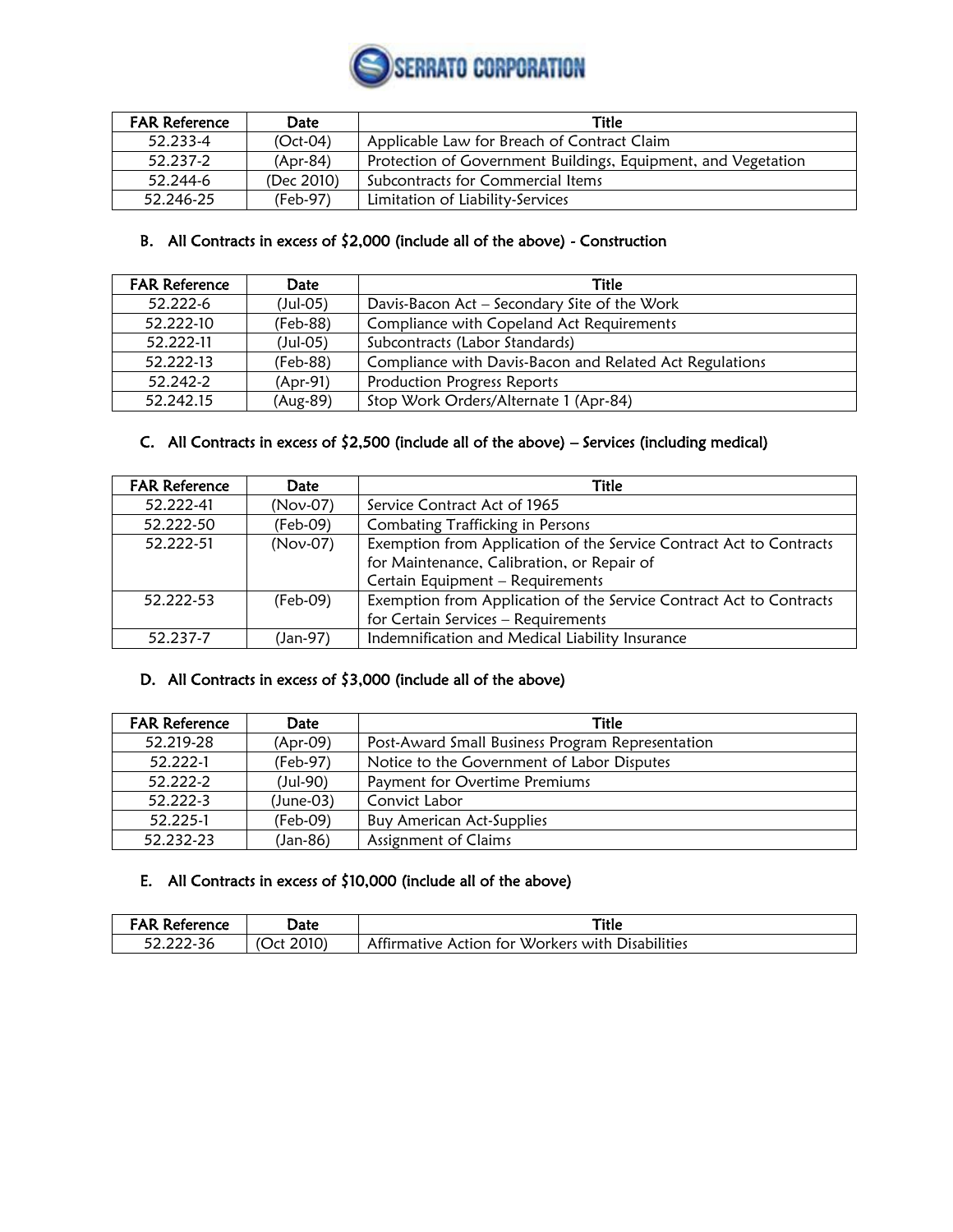| FAR Reference | Date | Title |
|---|---|---|
| 52.233-4 | (Oct-04) | Applicable Law for Breach of Contract Claim |
| 52.237-2 | (Apr-84) | Protection of Government Buildings, Equipment, and Vegetation |
| 52.244-6 | (Dec 2010) | Subcontracts for Commercial Items |
| 52.246-25 | (Feb-97) | Limitation of Liability-Services |

### B. All Contracts in excess of $2,000 (include all of the above) - Construction

| FAR Reference | Date | Title |
|---|---|---|
| 52.222-6 | (Jul-05) | Davis-Bacon Act – Secondary Site of the Work |
| 52.222-10 | (Feb-88) | Compliance with Copeland Act Requirements |
| 52.222-11 | (Jul-05) | Subcontracts (Labor Standards) |
| 52.222-13 | (Feb-88) | Compliance with Davis-Bacon and Related Act Regulations |
| 52.242-2 | (Apr-91) | Production Progress Reports |
| 52.242.15 | (Aug-89) | Stop Work Orders/Alternate 1 (Apr-84) |

### C. All Contracts in excess of $2,500 (include all of the above) – Services (including medical)

| FAR Reference | Date | Title |
|---|---|---|
| 52.222-41 | (Nov-07) | Service Contract Act of 1965 |
| 52.222-50 | (Feb-09) | Combating Trafficking in Persons |
| 52.222-51 | (Nov-07) | Exemption from Application of the Service Contract Act to Contracts for Maintenance, Calibration, or Repair of Certain Equipment – Requirements |
| 52.222-53 | (Feb-09) | Exemption from Application of the Service Contract Act to Contracts for Certain Services – Requirements |
| 52.237-7 | (Jan-97) | Indemnification and Medical Liability Insurance |

### D. All Contracts in excess of $3,000 (include all of the above)

| FAR Reference | Date | Title |
|---|---|---|
| 52.219-28 | (Apr-09) | Post-Award Small Business Program Representation |
| 52.222-1 | (Feb-97) | Notice to the Government of Labor Disputes |
| 52.222-2 | (Jul-90) | Payment for Overtime Premiums |
| 52.222-3 | (June-03) | Convict Labor |
| 52.225-1 | (Feb-09) | Buy American Act-Supplies |
| 52.232-23 | (Jan-86) | Assignment of Claims |

### E. All Contracts in excess of $10,000 (include all of the above)

| FAR Reference | Date | Title |
|---|---|---|
| 52.222-36 | (Oct 2010) | Affirmative Action for Workers with Disabilities |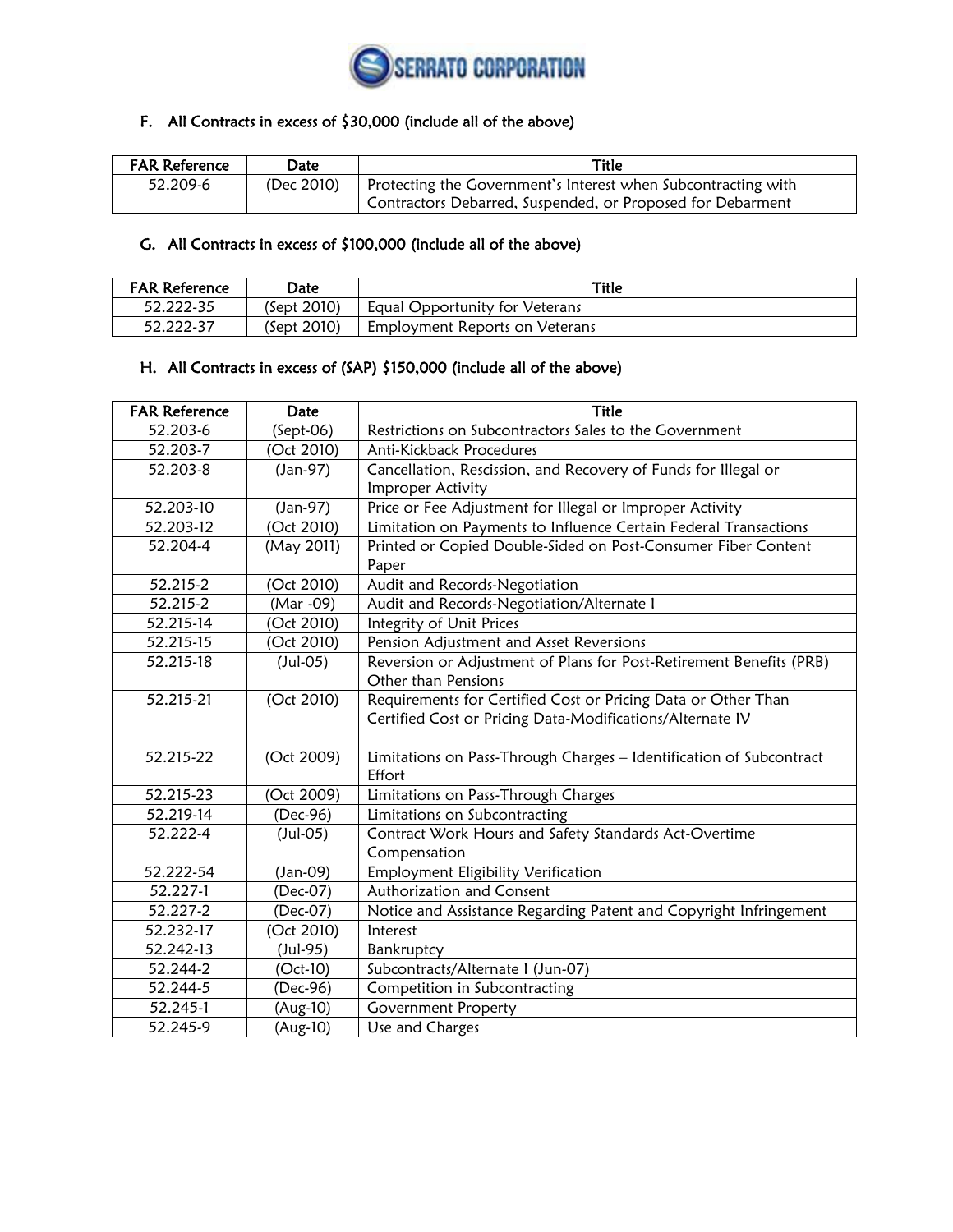### F. All Contracts in excess of $30,000 (include all of the above)

| FAR Reference | Date | Title |
|---|---|---|
| 52.209-6 | (Dec 2010) | Protecting the Government's Interest when Subcontracting with Contractors Debarred, Suspended, or Proposed for Debarment |

### G. All Contracts in excess of $100,000 (include all of the above)

| FAR Reference | Date | Title |
|---|---|---|
| 52.222-35 | (Sept 2010) | Equal Opportunity for Veterans |
| 52.222-37 | (Sept 2010) | Employment Reports on Veterans |

### H. All Contracts in excess of (SAP) $150,000 (include all of the above)

| FAR Reference | Date | Title |
|---|---|---|
| 52.203-6 | (Sept-06) | Restrictions on Subcontractors Sales to the Government |
| 52.203-7 | (Oct 2010) | Anti-Kickback Procedures |
| 52.203-8 | (Jan-97) | Cancellation, Rescission, and Recovery of Funds for Illegal or Improper Activity |
| 52.203-10 | (Jan-97) | Price or Fee Adjustment for Illegal or Improper Activity |
| 52.203-12 | (Oct 2010) | Limitation on Payments to Influence Certain Federal Transactions |
| 52.204-4 | (May 2011) | Printed or Copied Double-Sided on Post-Consumer Fiber Content Paper |
| 52.215-2 | (Oct 2010) | Audit and Records-Negotiation |
| 52.215-2 | (Mar -09) | Audit and Records-Negotiation/Alternate I |
| 52.215-14 | (Oct 2010) | Integrity of Unit Prices |
| 52.215-15 | (Oct 2010) | Pension Adjustment and Asset Reversions |
| 52.215-18 | (Jul-05) | Reversion or Adjustment of Plans for Post-Retirement Benefits (PRB) Other than Pensions |
| 52.215-21 | (Oct 2010) | Requirements for Certified Cost or Pricing Data or Other Than Certified Cost or Pricing Data-Modifications/Alternate IV |
| 52.215-22 | (Oct 2009) | Limitations on Pass-Through Charges – Identification of Subcontract Effort |
| 52.215-23 | (Oct 2009) | Limitations on Pass-Through Charges |
| 52.219-14 | (Dec-96) | Limitations on Subcontracting |
| 52.222-4 | (Jul-05) | Contract Work Hours and Safety Standards Act-Overtime Compensation |
| 52.222-54 | (Jan-09) | Employment Eligibility Verification |
| 52.227-1 | (Dec-07) | Authorization and Consent |
| 52.227-2 | (Dec-07) | Notice and Assistance Regarding Patent and Copyright Infringement |
| 52.232-17 | (Oct 2010) | Interest |
| 52.242-13 | (Jul-95) | Bankruptcy |
| 52.244-2 | (Oct-10) | Subcontracts/Alternate I (Jun-07) |
| 52.244-5 | (Dec-96) | Competition in Subcontracting |
| 52.245-1 | (Aug-10) | Government Property |
| 52.245-9 | (Aug-10) | Use and Charges |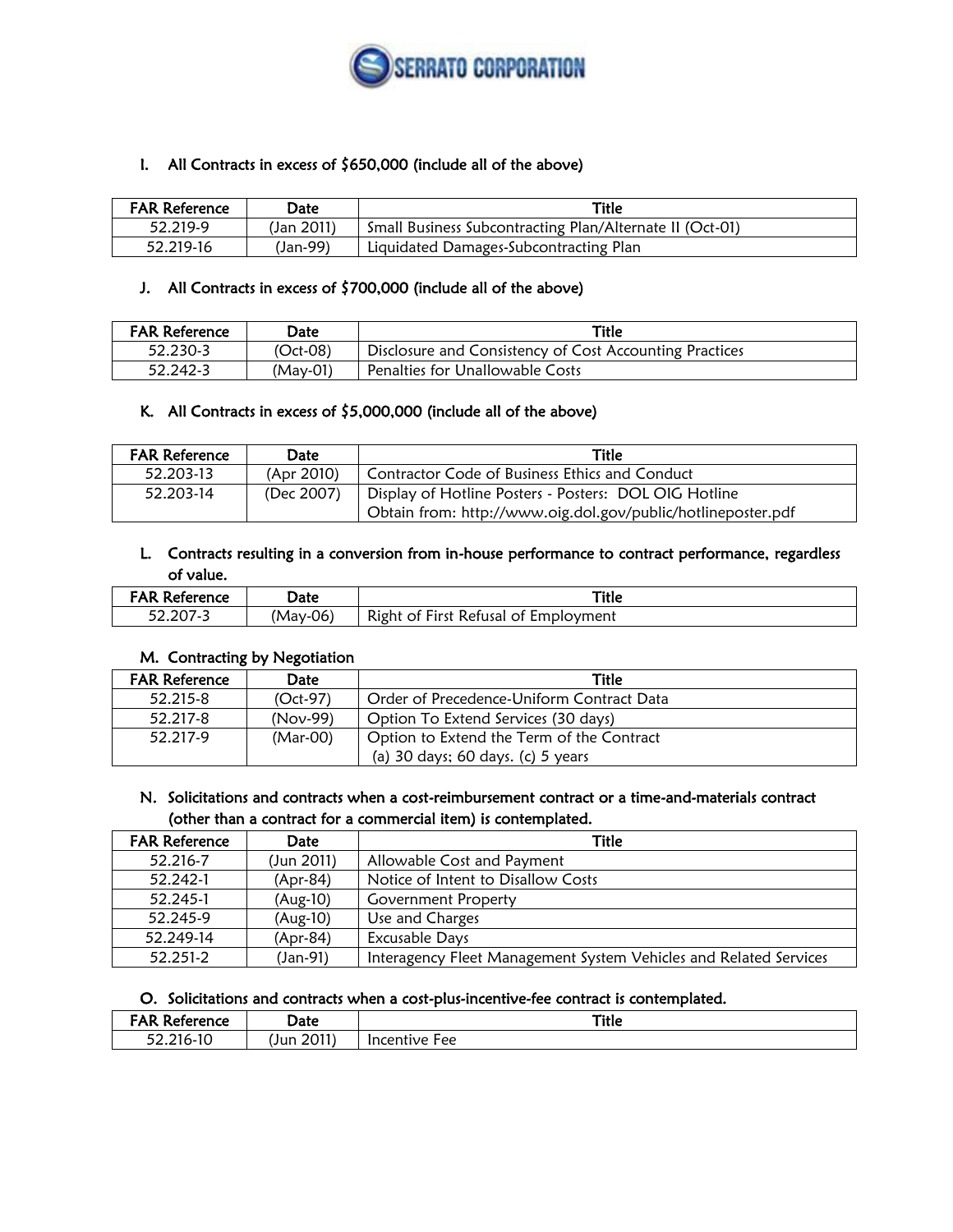SERRATO CORPORATION

### I. All Contracts in excess of $650,000 (include all of the above)

| FAR Reference | Date | Title |
|---|---|---|
| 52.219-9 | (Jan 2011) | Small Business Subcontracting Plan/Alternate II (Oct-01) |
| 52.219-16 | (Jan-99) | Liquidated Damages-Subcontracting Plan |

### J. All Contracts in excess of $700,000 (include all of the above)

| FAR Reference | Date | Title |
|---|---|---|
| 52.230-3 | (Oct-08) | Disclosure and Consistency of Cost Accounting Practices |
| 52.242-3 | (May-01) | Penalties for Unallowable Costs |

### K. All Contracts in excess of $5,000,000 (include all of the above)

| FAR Reference | Date | Title |
|---|---|---|
| 52.203-13 | (Apr 2010) | Contractor Code of Business Ethics and Conduct |
| 52.203-14 | (Dec 2007) | Display of Hotline Posters - Posters: DOL OIG Hotline Obtain from: http://www.oig.dol.gov/public/hotlineposter.pdf |

### L. Contracts resulting in a conversion from in-house performance to contract performance, regardless of value.

| FAR Reference | Date | Title |
|---|---|---|
| 52.207-3 | (May-06) | Right of First Refusal of Employment |

### M. Contracting by Negotiation

| FAR Reference | Date | Title |
|---|---|---|
| 52.215-8 | (Oct-97) | Order of Precedence-Uniform Contract Data |
| 52.217-8 | (Nov-99) | Option To Extend Services (30 days) |
| 52.217-9 | (Mar-00) | Option to Extend the Term of the Contract (a) 30 days; 60 days. (c) 5 years |

### N. Solicitations and contracts when a cost-reimbursement contract or a time-and-materials contract (other than a contract for a commercial item) is contemplated.

| FAR Reference | Date | Title |
|---|---|---|
| 52.216-7 | (Jun 2011) | Allowable Cost and Payment |
| 52.242-1 | (Apr-84) | Notice of Intent to Disallow Costs |
| 52.245-1 | (Aug-10) | Government Property |
| 52.245-9 | (Aug-10) | Use and Charges |
| 52.249-14 | (Apr-84) | Excusable Days |
| 52.251-2 | (Jan-91) | Interagency Fleet Management System Vehicles and Related Services |

### O. Solicitations and contracts when a cost-plus-incentive-fee contract is contemplated.

| FAR Reference | Date | Title |
|---|---|---|
| 52.216-10 | (Jun 2011) | Incentive Fee |